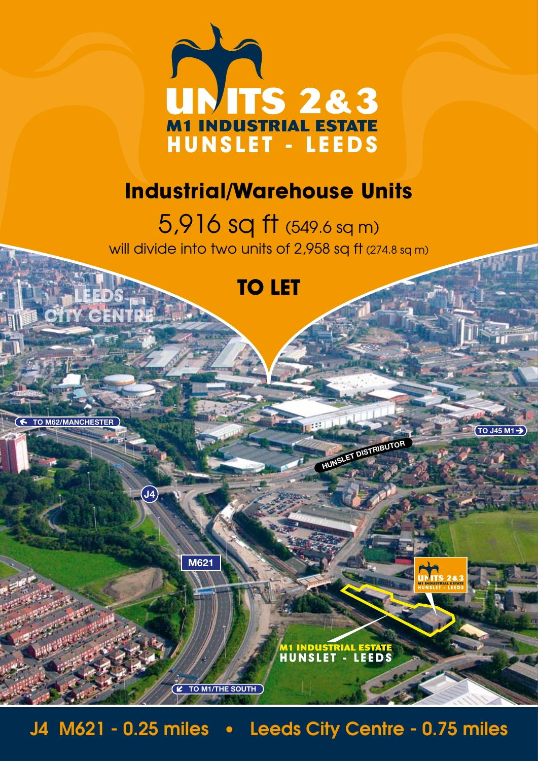# UNITS 2&3

## M1 INDUSTRIAL ESTATE
## HUNSLET - LEEDS

## Industrial/Warehouse Units

5,916 sq ft (549.6 sq m)

will divide into two units of 2,958 sq ft (274.8 sq m)

## TO LET

LEEDS CITY CENTRE

TO M62/MANCHESTER

TO J45 M1

HUNSLET DISTRIBUTOR

J4

M621

UNITS 2&3 M1 INDUSTRIAL ESTATE HUNSLET - LEEDS

M1 INDUSTRIAL ESTATE HUNSLET - LEEDS

TO M1/THE SOUTH

**J4 M621 - 0.25 miles • Leeds City Centre - 0.75 miles**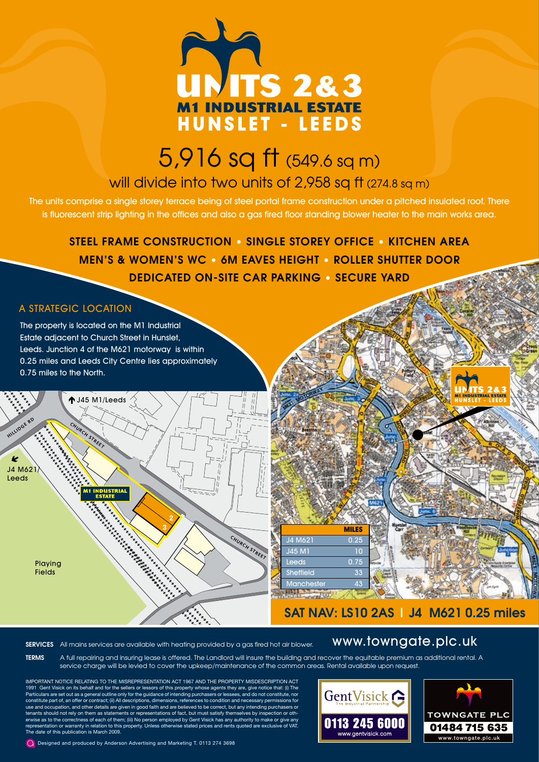# UNITS 2&3

## M1 INDUSTRIAL ESTATE

## HUNSLET - LEEDS

# 5,916 sq ft (549.6 sq m)

## will divide into two units of 2,958 sq ft (274.8 sq m)

The units comprise a single storey terrace being of steel portal frame construction under a pitched insulated roof. There is fluorescent strip lighting in the offices and also a gas fired floor standing blower heater to the main works area.

**STEEL FRAME CONSTRUCTION • SINGLE STOREY OFFICE • KITCHEN AREA**
**MEN'S & WOMEN'S WC • 6M EAVES HEIGHT • ROLLER SHUTTER DOOR**
**DEDICATED ON-SITE CAR PARKING • SECURE YARD**

## A STRATEGIC LOCATION

The property is located on the M1 Industrial Estate adjacent to Church Street in Hunslet, Leeds. Junction 4 of the M621 motorway is within 0.25 miles and Leeds City Centre lies approximately 0.75 miles to the North.

J45 M1/Leeds

HILLIDGE RD

CHURCH STREET

J4 M621/ Leeds

M1 INDUSTRIAL ESTATE

2

3

Playing Fields

| | MILES |
|---|---|
| J4 M621 | 0.25 |
| J45 M1 | 10 |
| Leeds | 0.75 |
| Sheffield | 33 |
| Manchester | 43 |

**SAT NAV: LS10 2AS | J4 M621 0.25 miles**

**SERVICES** All mains services are available with heating provided by a gas fired hot air blower.

www.towngate.plc.uk

**TERMS** A full repairing and insuring lease is offered. The Landlord will insure the building and recover the equitable premium as additional rental. A service charge will be levied to cover the upkeep/maintenance of the common areas. Rental available upon request.

IMPORTANT NOTICE RELATING TO THE MISREPRESENTATION ACT 1967 AND THE PROPERTY MISDESCRIPTION ACT 1991 Gent Visick on its behalf and for the sellers or lessors of this property whose agents they are, give notice that: (i) The Particulars are set out as a general outline only for the guidance of intending purchasers or lessees, and do not constitute, nor constitute part of, an offer or contract; (ii) All descriptions, dimensions, references to condition and necessary permissions for use and occupation, and other details are given in good faith and are believed to be correct, but any intending purchasers or tenants should not rely on them as statements or representations of fact, but must satisfy themselves by inspection or otherwise as to the correctness of each of them; (iii) No person employed by Gent Visick has any authority to make or give any representation or warranty in relation to this property. Unless otherwise stated prices and rents quoted are exclusive of VAT. The date of this publication is March 2009.

GentVisick – The Industrial Partnership
0113 245 6000
www.gentvisick.com

TOWNGATE PLC
01484 715 635
www.towngate.plc.uk

Designed and produced by Anderson Advertising and Marketing T. 0113 274 3698